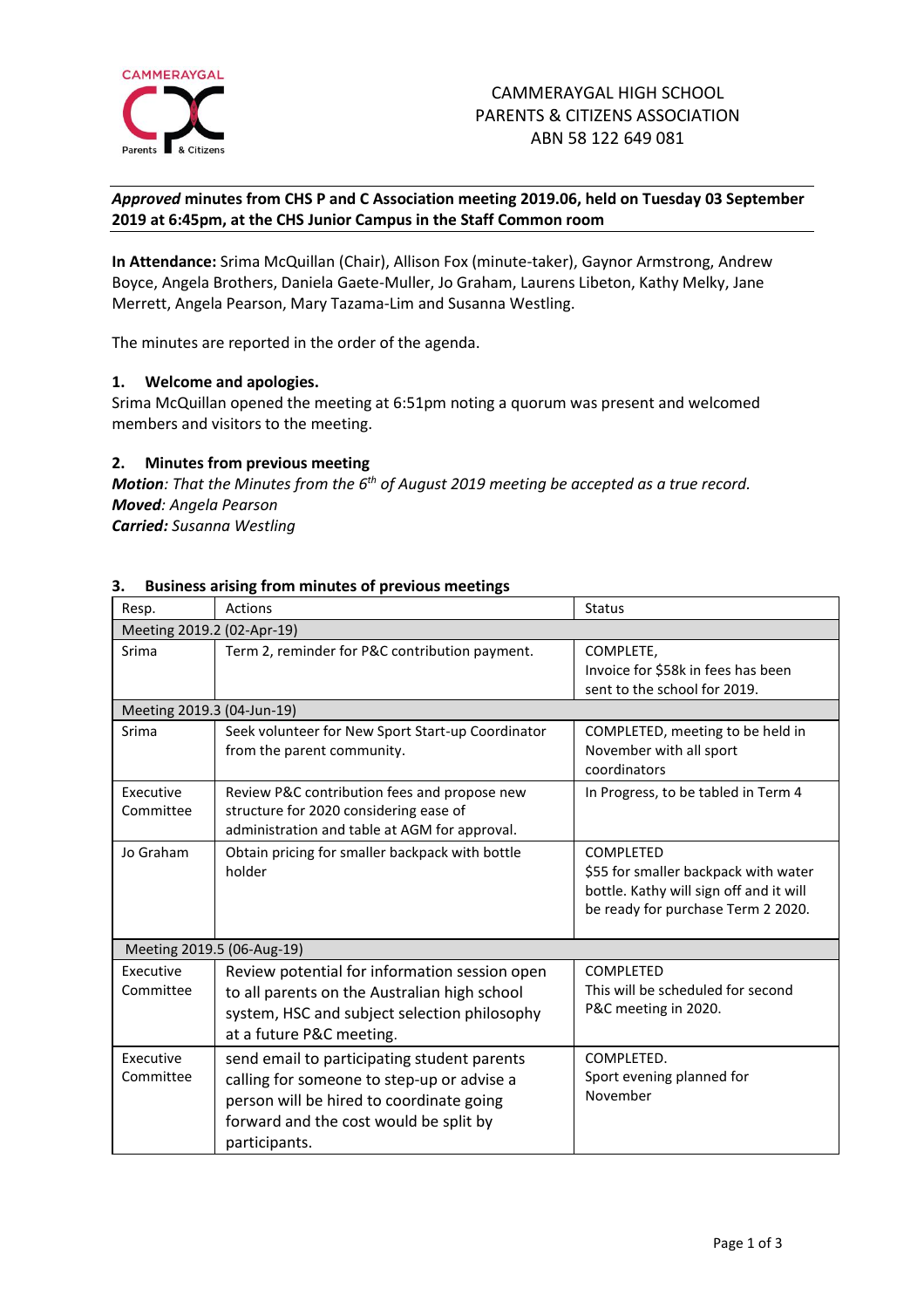CAMMERAYGAL HIGH SCHOOL
PARENTS & CITIZENS ASSOCIATION
ABN 58 122 649 081

***Approved*** **minutes from CHS P and C Association meeting 2019.06, held on Tuesday 03 September 2019 at 6:45pm, at the CHS Junior Campus in the Staff Common room**

**In Attendance:** Srima McQuillan (Chair), Allison Fox (minute-taker), Gaynor Armstrong, Andrew Boyce, Angela Brothers, Daniela Gaete-Muller, Jo Graham, Laurens Libeton, Kathy Melky, Jane Merrett, Angela Pearson, Mary Tazama-Lim and Susanna Westling.

The minutes are reported in the order of the agenda.

## 1. Welcome and apologies.

Srima McQuillan opened the meeting at 6:51pm noting a quorum was present and welcomed members and visitors to the meeting.

## 2. Minutes from previous meeting

***Motion****: That the Minutes from the 6th of August 2019 meeting be accepted as a true record.*
***Moved****: Angela Pearson*
***Carried:*** *Susanna Westling*

## 3. Business arising from minutes of previous meetings

| Resp. | Actions | Status |
|---|---|---|
| Meeting 2019.2 (02-Apr-19) | | |
| Srima | Term 2, reminder for P&C contribution payment. | COMPLETE, Invoice for $58k in fees has been sent to the school for 2019. |
| Meeting 2019.3 (04-Jun-19) | | |
| Srima | Seek volunteer for New Sport Start-up Coordinator from the parent community. | COMPLETED, meeting to be held in November with all sport coordinators |
| Executive Committee | Review P&C contribution fees and propose new structure for 2020 considering ease of administration and table at AGM for approval. | In Progress, to be tabled in Term 4 |
| Jo Graham | Obtain pricing for smaller backpack with bottle holder | COMPLETED $55 for smaller backpack with water bottle. Kathy will sign off and it will be ready for purchase Term 2 2020. |
| Meeting 2019.5 (06-Aug-19) | | |
| Executive Committee | Review potential for information session open to all parents on the Australian high school system, HSC and subject selection philosophy at a future P&C meeting. | COMPLETED This will be scheduled for second P&C meeting in 2020. |
| Executive Committee | send email to participating student parents calling for someone to step-up or advise a person will be hired to coordinate going forward and the cost would be split by participants. | COMPLETED. Sport evening planned for November |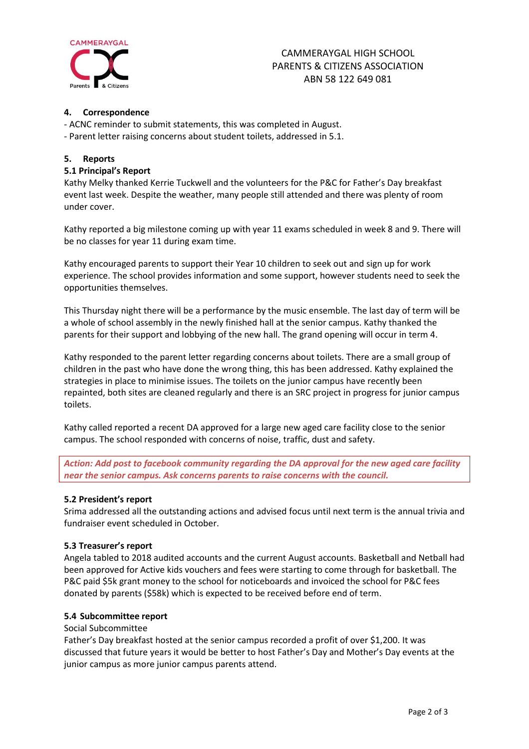## 4. Correspondence

- ACNC reminder to submit statements, this was completed in August.
- Parent letter raising concerns about student toilets, addressed in 5.1.

## 5. Reports

### 5.1 Principal's Report

Kathy Melky thanked Kerrie Tuckwell and the volunteers for the P&C for Father's Day breakfast event last week. Despite the weather, many people still attended and there was plenty of room under cover.

Kathy reported a big milestone coming up with year 11 exams scheduled in week 8 and 9. There will be no classes for year 11 during exam time.

Kathy encouraged parents to support their Year 10 children to seek out and sign up for work experience. The school provides information and some support, however students need to seek the opportunities themselves.

This Thursday night there will be a performance by the music ensemble. The last day of term will be a whole of school assembly in the newly finished hall at the senior campus. Kathy thanked the parents for their support and lobbying of the new hall. The grand opening will occur in term 4.

Kathy responded to the parent letter regarding concerns about toilets. There are a small group of children in the past who have done the wrong thing, this has been addressed. Kathy explained the strategies in place to minimise issues. The toilets on the junior campus have recently been repainted, both sites are cleaned regularly and there is an SRC project in progress for junior campus toilets.

Kathy called reported a recent DA approved for a large new aged care facility close to the senior campus. The school responded with concerns of noise, traffic, dust and safety.

***Action: Add post to facebook community regarding the DA approval for the new aged care facility near the senior campus. Ask concerns parents to raise concerns with the council.***

### 5.2 President's report

Srima addressed all the outstanding actions and advised focus until next term is the annual trivia and fundraiser event scheduled in October.

### 5.3 Treasurer's report

Angela tabled to 2018 audited accounts and the current August accounts. Basketball and Netball had been approved for Active kids vouchers and fees were starting to come through for basketball. The P&C paid $5k grant money to the school for noticeboards and invoiced the school for P&C fees donated by parents ($58k) which is expected to be received before end of term.

### 5.4 Subcommittee report

Social Subcommittee

Father's Day breakfast hosted at the senior campus recorded a profit of over $1,200. It was discussed that future years it would be better to host Father's Day and Mother's Day events at the junior campus as more junior campus parents attend.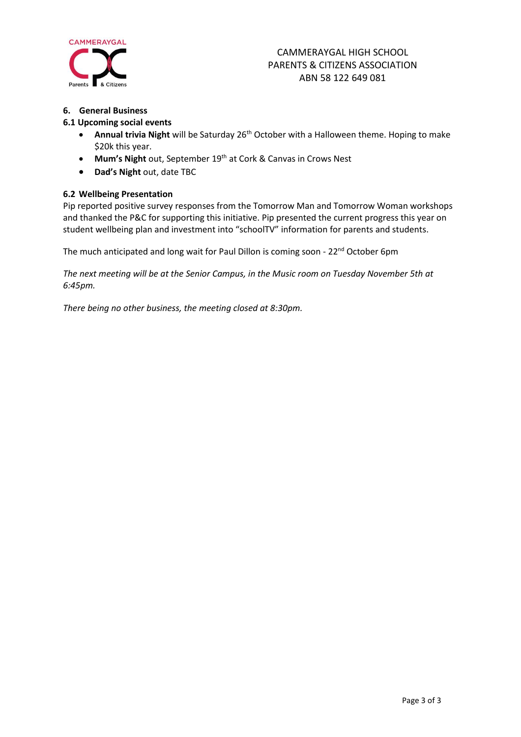## 6. General Business

### 6.1 Upcoming social events

- **Annual trivia Night** will be Saturday 26th October with a Halloween theme. Hoping to make $20k this year.
- **Mum's Night** out, September 19th at Cork & Canvas in Crows Nest
- **Dad's Night** out, date TBC

### 6.2 Wellbeing Presentation

Pip reported positive survey responses from the Tomorrow Man and Tomorrow Woman workshops and thanked the P&C for supporting this initiative. Pip presented the current progress this year on student wellbeing plan and investment into "schoolTV" information for parents and students.

The much anticipated and long wait for Paul Dillon is coming soon - 22nd October 6pm

*The next meeting will be at the Senior Campus, in the Music room on Tuesday November 5th at 6:45pm.*

*There being no other business, the meeting closed at 8:30pm.*